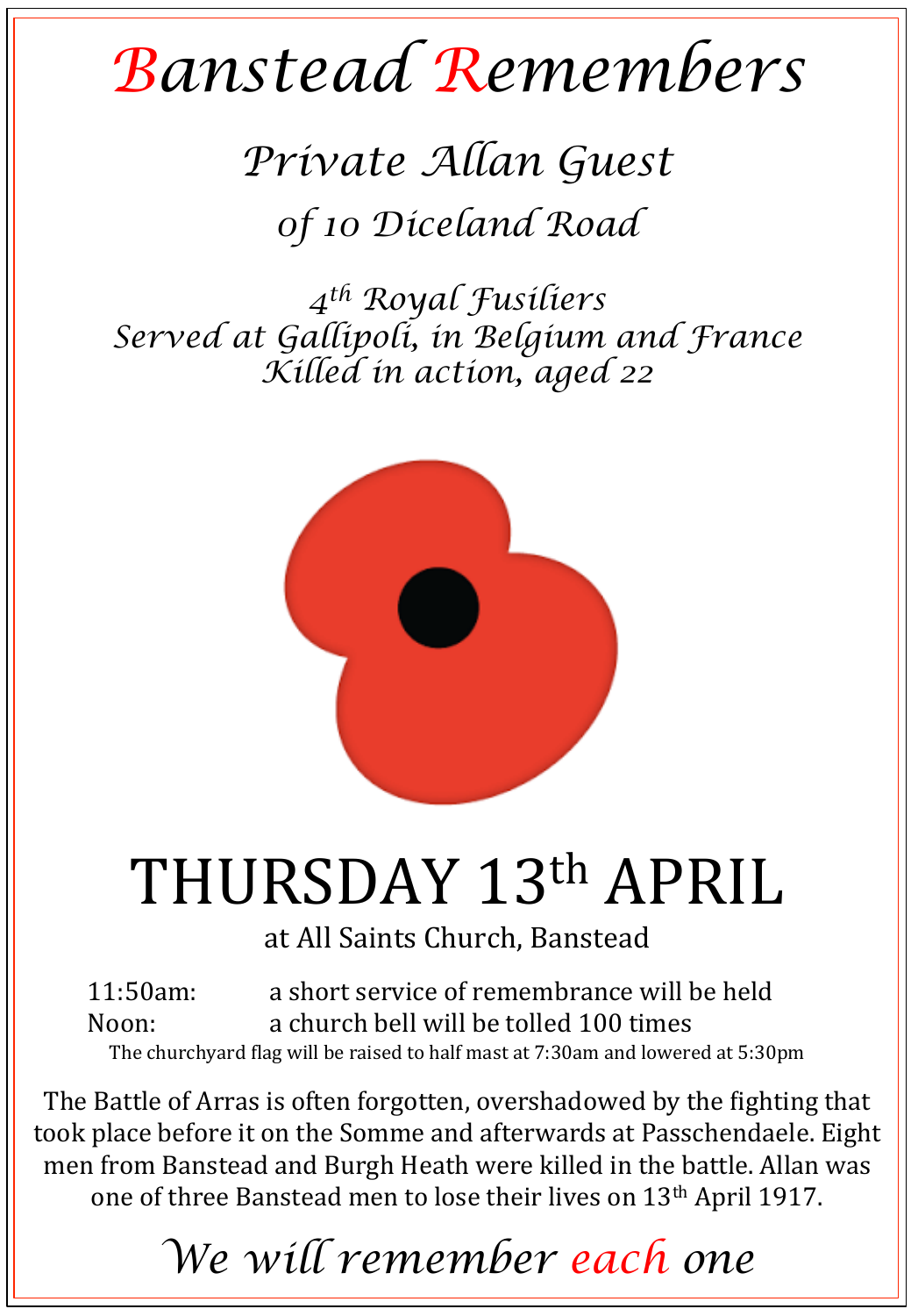# Banstead Remembers

## *Private Allan Guest*

## *of 10 Diceland Road*

*4th Royal Fusiliers*
*Served at Gallipoli, in Belgium and France*
*Killed in action, aged 22*

# THURSDAY 13th APRIL

at All Saints Church, Banstead

11:50am: a short service of remembrance will be held
Noon: a church bell will be tolled 100 times

The churchyard flag will be raised to half mast at 7:30am and lowered at 5:30pm

The Battle of Arras is often forgotten, overshadowed by the fighting that took place before it on the Somme and afterwards at Passchendaele. Eight men from Banstead and Burgh Heath were killed in the battle. Allan was one of three Banstead men to lose their lives on 13th April 1917.

## *We will remember each one*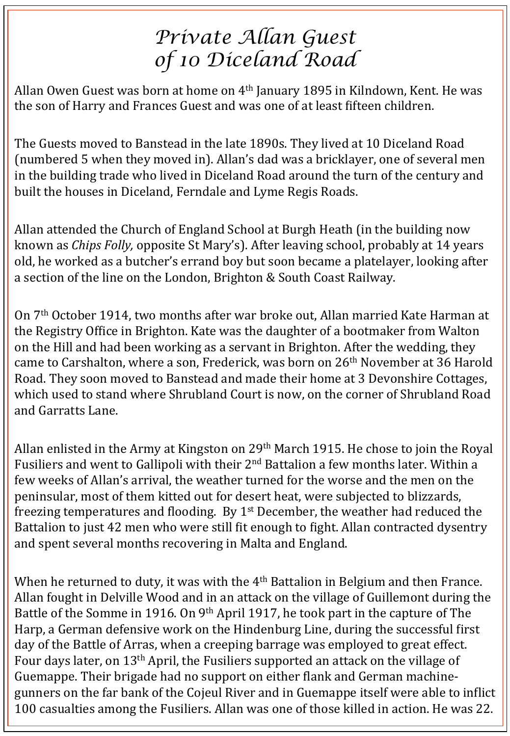# *Private Allan Guest of 10 Diceland Road*

Allan Owen Guest was born at home on 4th January 1895 in Kilndown, Kent. He was the son of Harry and Frances Guest and was one of at least fifteen children.

The Guests moved to Banstead in the late 1890s. They lived at 10 Diceland Road (numbered 5 when they moved in). Allan's dad was a bricklayer, one of several men in the building trade who lived in Diceland Road around the turn of the century and built the houses in Diceland, Ferndale and Lyme Regis Roads.

Allan attended the Church of England School at Burgh Heath (in the building now known as *Chips Folly,* opposite St Mary's). After leaving school, probably at 14 years old, he worked as a butcher's errand boy but soon became a platelayer, looking after a section of the line on the London, Brighton & South Coast Railway.

On 7th October 1914, two months after war broke out, Allan married Kate Harman at the Registry Office in Brighton. Kate was the daughter of a bootmaker from Walton on the Hill and had been working as a servant in Brighton. After the wedding, they came to Carshalton, where a son, Frederick, was born on 26th November at 36 Harold Road. They soon moved to Banstead and made their home at 3 Devonshire Cottages, which used to stand where Shrubland Court is now, on the corner of Shrubland Road and Garratts Lane.

Allan enlisted in the Army at Kingston on 29th March 1915. He chose to join the Royal Fusiliers and went to Gallipoli with their 2nd Battalion a few months later. Within a few weeks of Allan's arrival, the weather turned for the worse and the men on the peninsular, most of them kitted out for desert heat, were subjected to blizzards, freezing temperatures and flooding. By 1st December, the weather had reduced the Battalion to just 42 men who were still fit enough to fight. Allan contracted dysentry and spent several months recovering in Malta and England.

When he returned to duty, it was with the 4th Battalion in Belgium and then France. Allan fought in Delville Wood and in an attack on the village of Guillemont during the Battle of the Somme in 1916. On 9th April 1917, he took part in the capture of The Harp, a German defensive work on the Hindenburg Line, during the successful first day of the Battle of Arras, when a creeping barrage was employed to great effect. Four days later, on 13th April, the Fusiliers supported an attack on the village of Guemappe. Their brigade had no support on either flank and German machine-gunners on the far bank of the Cojeul River and in Guemappe itself were able to inflict 100 casualties among the Fusiliers. Allan was one of those killed in action. He was 22.